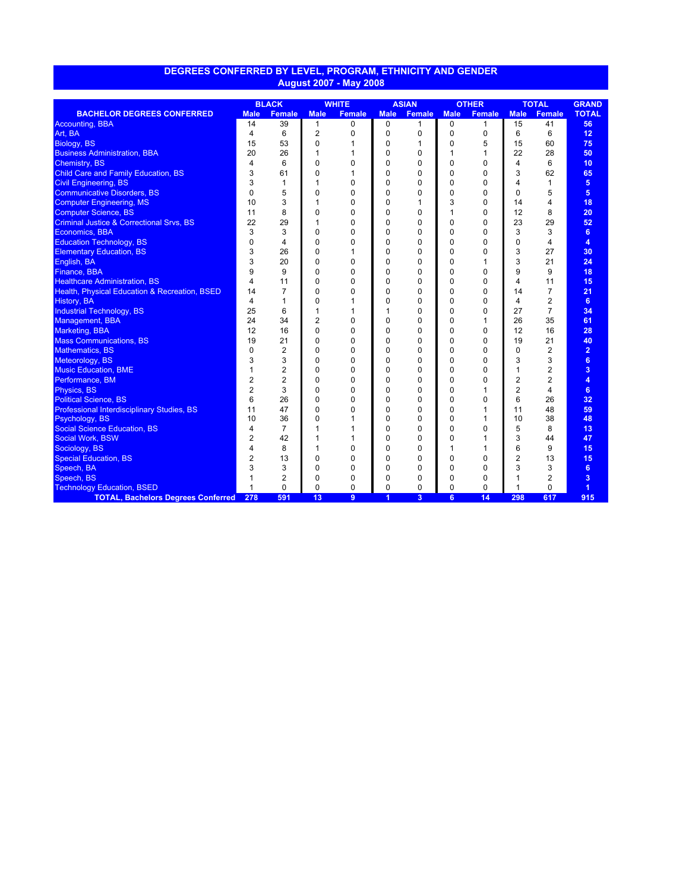# DEGREES CONFERRED BY LEVEL, PROGRAM, ETHNICITY AND GENDER
## August 2007 - May 2008

| BACHELOR DEGREES CONFERRED | BLACK | | WHITE | | ASIAN | | OTHER | | TOTAL | | GRAND TOTAL |
|---|---|---|---|---|---|---|---|---|---|---|---|
| | Male | Female | Male | Female | Male | Female | Male | Female | Male | Female | |
| Accounting, BBA | 14 | 39 | 1 | 0 | 0 | 1 | 0 | 1 | 15 | 41 | **56** |
| Art, BA | 4 | 6 | 2 | 0 | 0 | 0 | 0 | 0 | 6 | 6 | **12** |
| Biology, BS | 15 | 53 | 0 | 1 | 0 | 1 | 0 | 5 | 15 | 60 | **75** |
| Business Administration, BBA | 20 | 26 | 1 | 1 | 0 | 0 | 1 | 1 | 22 | 28 | **50** |
| Chemistry, BS | 4 | 6 | 0 | 0 | 0 | 0 | 0 | 0 | 4 | 6 | **10** |
| Child Care and Family Education, BS | 3 | 61 | 0 | 1 | 0 | 0 | 0 | 0 | 3 | 62 | **65** |
| Civil Engineering, BS | 3 | 1 | 1 | 0 | 0 | 0 | 0 | 0 | 4 | 1 | **5** |
| Communicative Disorders, BS | 0 | 5 | 0 | 0 | 0 | 0 | 0 | 0 | 0 | 5 | **5** |
| Computer Engineering, MS | 10 | 3 | 1 | 0 | 0 | 1 | 3 | 0 | 14 | 4 | **18** |
| Computer Science, BS | 11 | 8 | 0 | 0 | 0 | 0 | 1 | 0 | 12 | 8 | **20** |
| Criminal Justice & Correctional Srvs, BS | 22 | 29 | 1 | 0 | 0 | 0 | 0 | 0 | 23 | 29 | **52** |
| Economics, BBA | 3 | 3 | 0 | 0 | 0 | 0 | 0 | 0 | 3 | 3 | **6** |
| Education Technology, BS | 0 | 4 | 0 | 0 | 0 | 0 | 0 | 0 | 0 | 4 | **4** |
| Elementary Education, BS | 3 | 26 | 0 | 1 | 0 | 0 | 0 | 0 | 3 | 27 | **30** |
| English, BA | 3 | 20 | 0 | 0 | 0 | 0 | 0 | 1 | 3 | 21 | **24** |
| Finance, BBA | 9 | 9 | 0 | 0 | 0 | 0 | 0 | 0 | 9 | 9 | **18** |
| Healthcare Administration, BS | 4 | 11 | 0 | 0 | 0 | 0 | 0 | 0 | 4 | 11 | **15** |
| Health, Physical Education & Recreation, BSED | 14 | 7 | 0 | 0 | 0 | 0 | 0 | 0 | 14 | 7 | **21** |
| History, BA | 4 | 1 | 0 | 1 | 0 | 0 | 0 | 0 | 4 | 2 | **6** |
| Industrial Technology, BS | 25 | 6 | 1 | 1 | 1 | 0 | 0 | 0 | 27 | 7 | **34** |
| Management, BBA | 24 | 34 | 2 | 0 | 0 | 0 | 0 | 1 | 26 | 35 | **61** |
| Marketing, BBA | 12 | 16 | 0 | 0 | 0 | 0 | 0 | 0 | 12 | 16 | **28** |
| Mass Communications, BS | 19 | 21 | 0 | 0 | 0 | 0 | 0 | 0 | 19 | 21 | **40** |
| Mathematics, BS | 0 | 2 | 0 | 0 | 0 | 0 | 0 | 0 | 0 | 2 | **2** |
| Meteorology, BS | 3 | 3 | 0 | 0 | 0 | 0 | 0 | 0 | 3 | 3 | **6** |
| Music Education, BME | 1 | 2 | 0 | 0 | 0 | 0 | 0 | 0 | 1 | 2 | **3** |
| Performance, BM | 2 | 2 | 0 | 0 | 0 | 0 | 0 | 0 | 2 | 2 | **4** |
| Physics, BS | 2 | 3 | 0 | 0 | 0 | 0 | 0 | 1 | 2 | 4 | **6** |
| Political Science, BS | 6 | 26 | 0 | 0 | 0 | 0 | 0 | 0 | 6 | 26 | **32** |
| Professional Interdisciplinary Studies, BS | 11 | 47 | 0 | 0 | 0 | 0 | 0 | 1 | 11 | 48 | **59** |
| Psychology, BS | 10 | 36 | 0 | 1 | 0 | 0 | 0 | 1 | 10 | 38 | **48** |
| Social Science Education, BS | 4 | 7 | 1 | 1 | 0 | 0 | 0 | 0 | 5 | 8 | **13** |
| Social Work, BSW | 2 | 42 | 1 | 1 | 0 | 0 | 0 | 1 | 3 | 44 | **47** |
| Sociology, BS | 4 | 8 | 1 | 0 | 0 | 0 | 1 | 1 | 6 | 9 | **15** |
| Special Education, BS | 2 | 13 | 0 | 0 | 0 | 0 | 0 | 0 | 2 | 13 | **15** |
| Speech, BA | 3 | 3 | 0 | 0 | 0 | 0 | 0 | 0 | 3 | 3 | **6** |
| Speech, BS | 1 | 2 | 0 | 0 | 0 | 0 | 0 | 0 | 1 | 2 | **3** |
| Technology Education, BSED | 1 | 0 | 0 | 0 | 0 | 0 | 0 | 0 | 1 | 0 | **1** |
| **TOTAL, Bachelors Degrees Conferred** | **278** | **591** | **13** | **9** | **1** | **3** | **6** | **14** | **298** | **617** | **915** |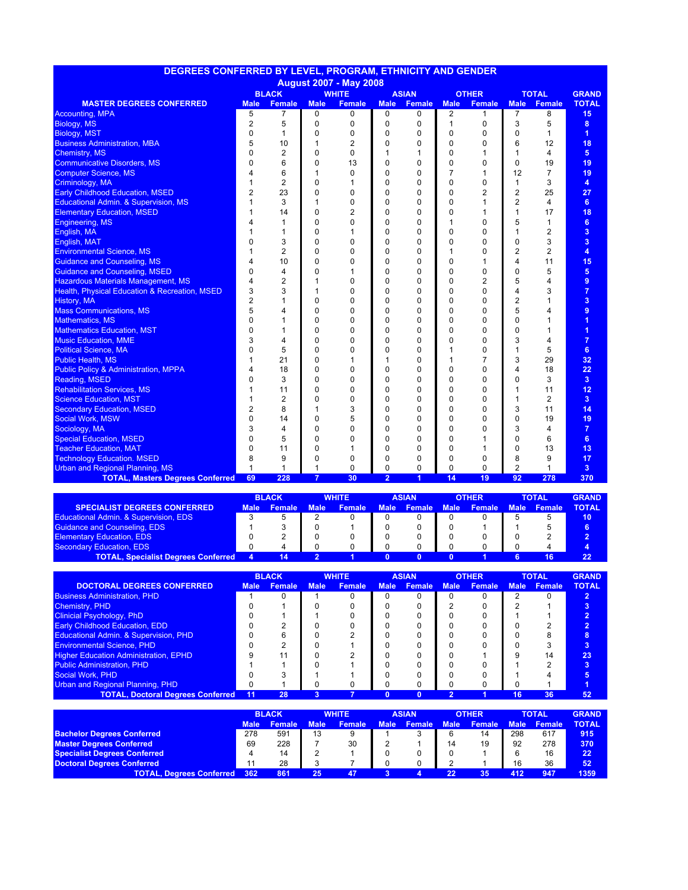# DEGREES CONFERRED BY LEVEL, PROGRAM, ETHNICITY AND GENDER

## August 2007 - May 2008

| MASTER DEGREES CONFERRED | BLACK | | WHITE | | ASIAN | | OTHER | | TOTAL | | GRAND |
|---|---|---|---|---|---|---|---|---|---|---|---|
| | Male | Female | Male | Female | Male | Female | Male | Female | Male | Female | TOTAL |
| Accounting, MPA | 5 | 7 | 0 | 0 | 0 | 0 | 2 | 1 | 7 | 8 | 15 |
| Biology, MS | 2 | 5 | 0 | 0 | 0 | 0 | 1 | 0 | 3 | 5 | 8 |
| Biology, MST | 0 | 1 | 0 | 0 | 0 | 0 | 0 | 0 | 0 | 1 | 1 |
| Business Administration, MBA | 5 | 10 | 1 | 2 | 0 | 0 | 0 | 0 | 6 | 12 | 18 |
| Chemistry, MS | 0 | 2 | 0 | 0 | 1 | 1 | 0 | 1 | 1 | 4 | 5 |
| Communicative Disorders, MS | 0 | 6 | 0 | 13 | 0 | 0 | 0 | 0 | 0 | 19 | 19 |
| Computer Science, MS | 4 | 6 | 1 | 0 | 0 | 0 | 7 | 1 | 12 | 7 | 19 |
| Criminology, MA | 1 | 2 | 0 | 1 | 0 | 0 | 0 | 0 | 1 | 3 | 4 |
| Early Childhood Education, MSED | 2 | 23 | 0 | 0 | 0 | 0 | 0 | 2 | 2 | 25 | 27 |
| Educational Admin. & Supervision, MS | 1 | 3 | 1 | 0 | 0 | 0 | 0 | 1 | 2 | 4 | 6 |
| Elementary Education, MSED | 1 | 14 | 0 | 2 | 0 | 0 | 0 | 1 | 1 | 17 | 18 |
| Engineering, MS | 4 | 1 | 0 | 0 | 0 | 0 | 1 | 0 | 5 | 1 | 6 |
| English, MA | 1 | 1 | 0 | 1 | 0 | 0 | 0 | 0 | 1 | 2 | 3 |
| English, MAT | 0 | 3 | 0 | 0 | 0 | 0 | 0 | 0 | 0 | 3 | 3 |
| Environmental Science, MS | 1 | 2 | 0 | 0 | 0 | 0 | 1 | 0 | 2 | 2 | 4 |
| Guidance and Counseling, MS | 4 | 10 | 0 | 0 | 0 | 0 | 0 | 1 | 4 | 11 | 15 |
| Guidance and Counseling, MSED | 0 | 4 | 0 | 1 | 0 | 0 | 0 | 0 | 0 | 5 | 5 |
| Hazardous Materials Management, MS | 4 | 2 | 1 | 0 | 0 | 0 | 0 | 2 | 5 | 4 | 9 |
| Health, Physical Education & Recreation, MSED | 3 | 3 | 1 | 0 | 0 | 0 | 0 | 0 | 4 | 3 | 7 |
| History, MA | 2 | 1 | 0 | 0 | 0 | 0 | 0 | 0 | 2 | 1 | 3 |
| Mass Communications, MS | 5 | 4 | 0 | 0 | 0 | 0 | 0 | 0 | 5 | 4 | 9 |
| Mathematics, MS | 0 | 1 | 0 | 0 | 0 | 0 | 0 | 0 | 0 | 1 | 1 |
| Mathematics Education, MST | 0 | 1 | 0 | 0 | 0 | 0 | 0 | 0 | 0 | 1 | 1 |
| Music Education, MME | 3 | 4 | 0 | 0 | 0 | 0 | 0 | 0 | 3 | 4 | 7 |
| Political Science, MA | 0 | 5 | 0 | 0 | 0 | 0 | 1 | 0 | 1 | 5 | 6 |
| Public Health, MS | 1 | 21 | 0 | 1 | 1 | 0 | 1 | 7 | 3 | 29 | 32 |
| Public Policy & Administration, MPPA | 4 | 18 | 0 | 0 | 0 | 0 | 0 | 0 | 4 | 18 | 22 |
| Reading, MSED | 0 | 3 | 0 | 0 | 0 | 0 | 0 | 0 | 0 | 3 | 3 |
| Rehabilitation Services, MS | 1 | 11 | 0 | 0 | 0 | 0 | 0 | 0 | 1 | 11 | 12 |
| Science Education, MST | 1 | 2 | 0 | 0 | 0 | 0 | 0 | 0 | 1 | 2 | 3 |
| Secondary Education, MSED | 2 | 8 | 1 | 3 | 0 | 0 | 0 | 0 | 3 | 11 | 14 |
| Social Work, MSW | 0 | 14 | 0 | 5 | 0 | 0 | 0 | 0 | 0 | 19 | 19 |
| Sociology, MA | 3 | 4 | 0 | 0 | 0 | 0 | 0 | 0 | 3 | 4 | 7 |
| Special Education, MSED | 0 | 5 | 0 | 0 | 0 | 0 | 0 | 1 | 0 | 6 | 6 |
| Teacher Education, MAT | 0 | 11 | 0 | 1 | 0 | 0 | 0 | 1 | 0 | 13 | 13 |
| Technology Education. MSED | 8 | 9 | 0 | 0 | 0 | 0 | 0 | 0 | 8 | 9 | 17 |
| Urban and Regional Planning, MS | 1 | 1 | 1 | 0 | 0 | 0 | 0 | 0 | 2 | 1 | 3 |
| **TOTAL, Masters Degrees Conferred** | **69** | **228** | **7** | **30** | **2** | **1** | **14** | **19** | **92** | **278** | **370** |

| SPECIALIST DEGREES CONFERRED | BLACK | | WHITE | | ASIAN | | OTHER | | TOTAL | | GRAND |
|---|---|---|---|---|---|---|---|---|---|---|---|
| | Male | Female | Male | Female | Male | Female | Male | Female | Male | Female | TOTAL |
| Educational Admin. & Supervision, EDS | 3 | 5 | 2 | 0 | 0 | 0 | 0 | 0 | 5 | 5 | 10 |
| Guidance and Counseling, EDS | 1 | 3 | 0 | 1 | 0 | 0 | 0 | 1 | 1 | 5 | 6 |
| Elementary Education, EDS | 0 | 2 | 0 | 0 | 0 | 0 | 0 | 0 | 0 | 2 | 2 |
| Secondary Education, EDS | 0 | 4 | 0 | 0 | 0 | 0 | 0 | 0 | 0 | 4 | 4 |
| **TOTAL, Specialist Degrees Conferred** | **4** | **14** | **2** | **1** | **0** | **0** | **0** | **1** | **6** | **16** | **22** |

| DOCTORAL DEGREES CONFERRED | BLACK | | WHITE | | ASIAN | | OTHER | | TOTAL | | GRAND |
|---|---|---|---|---|---|---|---|---|---|---|---|
| | Male | Female | Male | Female | Male | Female | Male | Female | Male | Female | TOTAL |
| Business Administration, PHD | 1 | 0 | 1 | 0 | 0 | 0 | 0 | 0 | 2 | 0 | 2 |
| Chemistry, PHD | 0 | 1 | 0 | 0 | 0 | 0 | 2 | 0 | 2 | 1 | 3 |
| Clinicial Psychology, PhD | 0 | 1 | 1 | 0 | 0 | 0 | 0 | 0 | 1 | 1 | 2 |
| Early Childhood Education, EDD | 0 | 2 | 0 | 0 | 0 | 0 | 0 | 0 | 0 | 2 | 2 |
| Educational Admin. & Supervision, PHD | 0 | 6 | 0 | 2 | 0 | 0 | 0 | 0 | 0 | 8 | 8 |
| Environmental Science, PHD | 0 | 2 | 0 | 1 | 0 | 0 | 0 | 0 | 0 | 3 | 3 |
| Higher Education Administration, EPHD | 9 | 11 | 0 | 2 | 0 | 0 | 0 | 1 | 9 | 14 | 23 |
| Public Administration, PHD | 1 | 1 | 0 | 1 | 0 | 0 | 0 | 0 | 1 | 2 | 3 |
| Social Work, PHD | 0 | 3 | 1 | 1 | 0 | 0 | 0 | 0 | 1 | 4 | 5 |
| Urban and Regional Planning, PHD | 0 | 1 | 0 | 0 | 0 | 0 | 0 | 0 | 0 | 1 | 1 |
| **TOTAL, Doctoral Degrees Conferred** | **11** | **28** | **3** | **7** | **0** | **0** | **2** | **1** | **16** | **36** | **52** |

| | BLACK | | WHITE | | ASIAN | | OTHER | | TOTAL | | GRAND |
|---|---|---|---|---|---|---|---|---|---|---|---|
| | Male | Female | Male | Female | Male | Female | Male | Female | Male | Female | TOTAL |
| **Bachelor Degrees Conferred** | 278 | 591 | 13 | 9 | 1 | 3 | 6 | 14 | 298 | 617 | 915 |
| **Master Degrees Conferred** | 69 | 228 | 7 | 30 | 2 | 1 | 14 | 19 | 92 | 278 | 370 |
| **Specialist Degrees Conferred** | 4 | 14 | 2 | 1 | 0 | 0 | 0 | 1 | 6 | 16 | 22 |
| **Doctoral Degrees Conferred** | 11 | 28 | 3 | 7 | 0 | 0 | 2 | 1 | 16 | 36 | 52 |
| **TOTAL, Degrees Conferred** | **362** | **861** | **25** | **47** | **3** | **4** | **22** | **35** | **412** | **947** | **1359** |